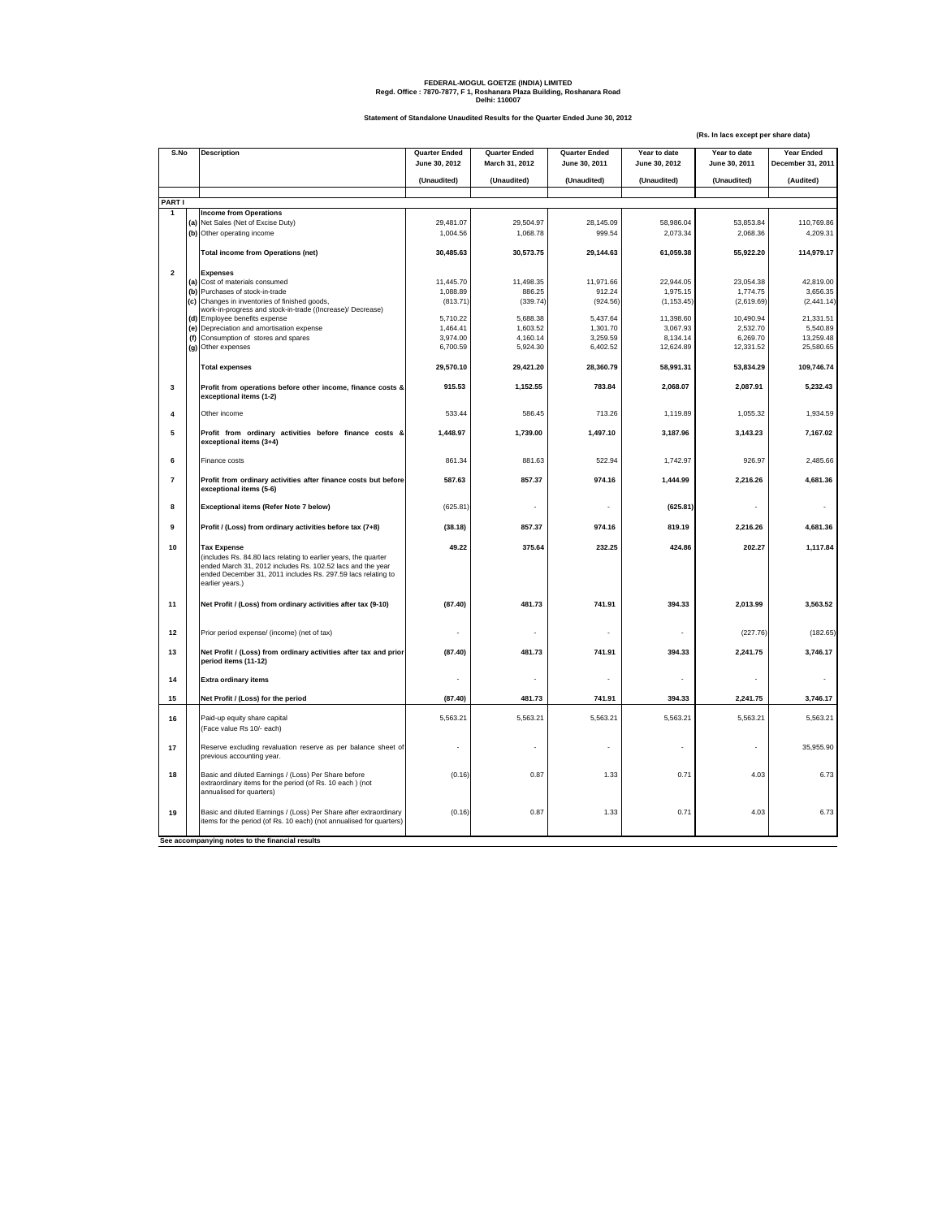**FEDERAL-MOGUL GOETZE (INDIA) LIMITED**
**Regd. Office : 7870-7877, F 1, Roshanara Plaza Building, Roshanara Road**
**Delhi: 110007**

**Statement of Standalone Unaudited Results for the Quarter Ended June 30, 2012**

**(Rs. In lacs except per share data)**

| S.No | | Description | Quarter Ended June 30, 2012 (Unaudited) | Quarter Ended March 31, 2012 (Unaudited) | Quarter Ended June 30, 2011 (Unaudited) | Year to date June 30, 2012 (Unaudited) | Year to date June 30, 2011 (Unaudited) | Year Ended December 31, 2011 (Audited) |
|---|---|---|---|---|---|---|---|---|
| **PART I** | | | | | | | | |
| **1** | | **Income from Operations** | | | | | | |
| | (a) | Net Sales (Net of Excise Duty) | 29,481.07 | 29,504.97 | 28,145.09 | 58,986.04 | 53,853.84 | 110,769.86 |
| | (b) | Other operating income | 1,004.56 | 1,068.78 | 999.54 | 2,073.34 | 2,068.36 | 4,209.31 |
| | | **Total income from Operations (net)** | **30,485.63** | **30,573.75** | **29,144.63** | **61,059.38** | **55,922.20** | **114,979.17** |
| **2** | | **Expenses** | | | | | | |
| | (a) | Cost of materials consumed | 11,445.70 | 11,498.35 | 11,971.66 | 22,944.05 | 23,054.38 | 42,819.00 |
| | (b) | Purchases of stock-in-trade | 1,088.89 | 886.25 | 912.24 | 1,975.15 | 1,774.75 | 3,656.35 |
| | (c) | Changes in inventories of finished goods, work-in-progress and stock-in-trade ((Increase)/ Decrease) | (813.71) | (339.74) | (924.56) | (1,153.45) | (2,619.69) | (2,441.14) |
| | (d) | Employee benefits expense | 5,710.22 | 5,688.38 | 5,437.64 | 11,398.60 | 10,490.94 | 21,331.51 |
| | (e) | Depreciation and amortisation expense | 1,464.41 | 1,603.52 | 1,301.70 | 3,067.93 | 2,532.70 | 5,540.89 |
| | (f) | Consumption of stores and spares | 3,974.00 | 4,160.14 | 3,259.59 | 8,134.14 | 6,269.70 | 13,259.48 |
| | (g) | Other expenses | 6,700.59 | 5,924.30 | 6,402.52 | 12,624.89 | 12,331.52 | 25,580.65 |
| | | **Total expenses** | **29,570.10** | **29,421.20** | **28,360.79** | **58,991.31** | **53,834.29** | **109,746.74** |
| **3** | | **Profit from operations before other income, finance costs & exceptional items (1-2)** | **915.53** | **1,152.55** | **783.84** | **2,068.07** | **2,087.91** | **5,232.43** |
| **4** | | Other income | 533.44 | 586.45 | 713.26 | 1,119.89 | 1,055.32 | 1,934.59 |
| **5** | | **Profit from ordinary activities before finance costs & exceptional items (3+4)** | **1,448.97** | **1,739.00** | **1,497.10** | **3,187.96** | **3,143.23** | **7,167.02** |
| **6** | | Finance costs | 861.34 | 881.63 | 522.94 | 1,742.97 | 926.97 | 2,485.66 |
| **7** | | **Profit from ordinary activities after finance costs but before exceptional items (5-6)** | **587.63** | **857.37** | **974.16** | **1,444.99** | **2,216.26** | **4,681.36** |
| **8** | | **Exceptional items (Refer Note 7 below)** | **(625.81)** | - | - | **(625.81)** | - | - |
| **9** | | **Profit / (Loss) from ordinary activities before tax (7+8)** | **(38.18)** | **857.37** | **974.16** | **819.19** | **2,216.26** | **4,681.36** |
| **10** | | **Tax Expense** (includes Rs. 84.80 lacs relating to earlier years, the quarter ended March 31, 2012 includes Rs. 102.52 lacs and the year ended December 31, 2011 includes Rs. 297.59 lacs relating to earlier years.) | **49.22** | **375.64** | **232.25** | **424.86** | **202.27** | **1,117.84** |
| **11** | | **Net Profit / (Loss) from ordinary activities after tax (9-10)** | **(87.40)** | **481.73** | **741.91** | **394.33** | **2,013.99** | **3,563.52** |
| **12** | | Prior period expense/ (income) (net of tax) | - | - | - | - | (227.76) | (182.65) |
| **13** | | **Net Profit / (Loss) from ordinary activities after tax and prior period items (11-12)** | **(87.40)** | **481.73** | **741.91** | **394.33** | **2,241.75** | **3,746.17** |
| **14** | | **Extra ordinary items** | - | - | - | - | - | - |
| **15** | | **Net Profit / (Loss) for the period** | **(87.40)** | **481.73** | **741.91** | **394.33** | **2,241.75** | **3,746.17** |
| **16** | | Paid-up equity share capital (Face value Rs 10/- each) | 5,563.21 | 5,563.21 | 5,563.21 | 5,563.21 | 5,563.21 | 5,563.21 |
| **17** | | Reserve excluding revaluation reserve as per balance sheet of previous accounting year. | - | - | - | - | - | 35,955.90 |
| **18** | | Basic and diluted Earnings / (Loss) Per Share before extraordinary items for the period (of Rs. 10 each ) (not annualised for quarters) | (0.16) | 0.87 | 1.33 | 0.71 | 4.03 | 6.73 |
| **19** | | Basic and diluted Earnings / (Loss) Per Share after extraordinary items for the period (of Rs. 10 each) (not annualised for quarters) | (0.16) | 0.87 | 1.33 | 0.71 | 4.03 | 6.73 |

**See accompanying notes to the financial results**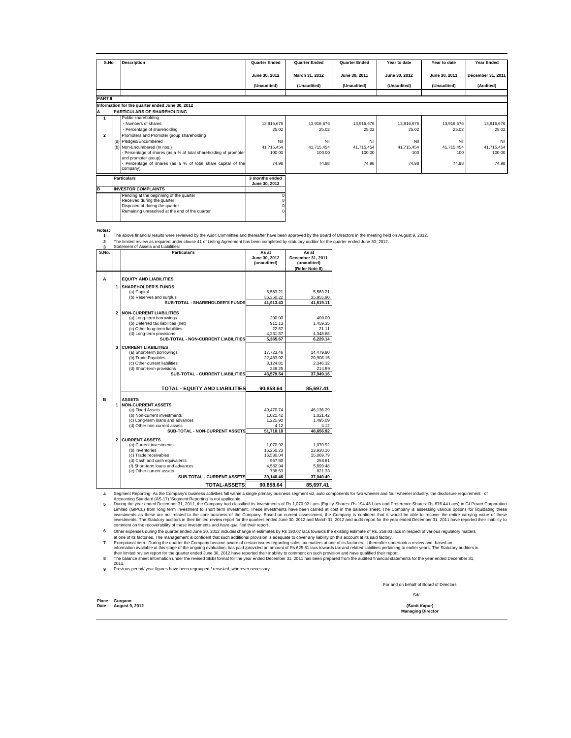| S.No | | Description | Quarter Ended | Quarter Ended | Quarter Ended | Year to date | Year to date | Year Ended |
|---|---|---|---|---|---|---|---|---|
| | | | June 30, 2012 | March 31, 2012 | June 30, 2011 | June 30, 2012 | June 30, 2011 | December 31, 2011 |
| | | | (Unaudited) | (Unaudited) | (Unaudited) | (Unaudited) | (Unaudited) | (Audited) |
| **PART II** | | | | | | | | |
| **Information for the quarter ended June 30, 2012** | | | | | | | | |
| **A** | | **PARTICULARS OF SHAREHOLDING** | | | | | | |
| 1 | | Public shareholding | | | | | | |
| | | - Numbers of shares | 13,916,676 | 13,916,676 | 13,916,676 | 13,916,676 | 13,916,676 | 13,916,676 |
| | | - Percentage of shareholding | 25.02 | 25.02 | 25.02 | 25.02 | 25.02 | 25.02 |
| 2 | | Promoters and Promoter group shareholding | | | | | | |
| | (a) | Pledged/Encumbered | Nil | Nil | Nil | Nil | Nil | Nil |
| | (b) | Non-Encumbered (In nos.) | 41,715,454 | 41,715,454 | 41,715,454 | 41,715,454 | 41,715,454 | 41,715,454 |
| | | - Percentage of shares (as a % of total shareholding of promoter and promoter group) | 100.00 | 100.00 | 100.00 | 100 | 100 | 100.00 |
| | | - Percentage of shares (as a % of total share capital of the company) | 74.98 | 74.98 | 74.98 | 74.98 | 74.98 | 74.98 |

| | Particulars | 3 months ended June 30, 2012 |
|---|---|---|
| **B** | **INVESTOR COMPLAINTS** | |
| | Pending at the beginning of the quarter | 0 |
| | Received during the quarter | 0 |
| | Disposed of during the quarter | 0 |
| | Remaining unresolved at the end of the quarter | 0 |

**Notes:**

1. The above financial results were reviewed by the Audit Committee and thereafter have been approved by the Board of Directors in the meeting held on August 9, 2012.
2. The limited review as required under clause 41 of Listing Agreement has been completed by statutory auditor for the quarter ended June 30, 2012.
3. Statement of Assets and Liabilities:

| S.No. | | Particular's | As at June 30, 2012 (unaudited) | As at December 31, 2011 (unaudited) (Refer Note 8) |
|---|---|---|---|---|
| **A** | | **EQUITY AND LIABILITIES** | | |
| | 1 | **SHAREHOLDER'S FUNDS:** | | |
| | | (a) Capital | 5,563.21 | 5,563.21 |
| | | (b) Reserves and surplus | 36,350.22 | 35,955.90 |
| | | **SUB-TOTAL - SHAREHOLDER'S FUNDS** | **41,913.43** | **41,519.11** |
| | 2 | **NON-CURRENT LIABILITIES** | | |
| | | (a) Long-term borrowings | 200.00 | 400.00 |
| | | (b) Deferred tax liabilities (net) | 911.13 | 1,459.35 |
| | | (c) Other long-term liabilities | 22.67 | 21.11 |
| | | (d) Long-term provisions | 4,231.87 | 4,348.68 |
| | | **SUB-TOTAL - NON-CURRENT LIABILITIES** | **5,365.67** | **6,229.14** |
| | 3 | **CURRENT LIABILITIES** | | |
| | | (a) Short-term borrowings | 17,723.46 | 14,479.80 |
| | | (b) Trade Payables | 22,483.02 | 20,908.15 |
| | | (c) Other current liabilities | 3,124.81 | 2,346.32 |
| | | (d) Short-term provisions | 248.25 | 214.89 |
| | | **SUB-TOTAL - CURRENT LIABILITIES** | **43,579.54** | **37,949.16** |
| | | **TOTAL - EQUITY AND LIABILITIES** | **90,858.64** | **85,697.41** |
| **B** | | **ASSETS** | | |
| | 1 | **NON-CURRENT ASSETS** | | |
| | | (a) Fixed Assets | 49,470.74 | 46,136.29 |
| | | (b) Non-current investments | 1,021.42 | 1,021.42 |
| | | (c) Long-term loans and advances | 1,221.90 | 1,495.09 |
| | | (d) Other non-current assets | 4.12 | 4.12 |
| | | **SUB-TOTAL - NON-CURRENT ASSETS** | **51,718.18** | **48,656.92** |
| | 2 | **CURRENT ASSETS** | | |
| | | (a) Current investments | 1,070.92 | 1,070.92 |
| | | (b) Inventories | 15,250.23 | 13,920.16 |
| | | (c) Trade receivables | 16,530.04 | 15,069.79 |
| | | (d) Cash and cash equivalents | 967.80 | 258.81 |
| | | (f) Short-term loans and advances | 4,582.94 | 5,899.48 |
| | | (e) Other current assets | 738.53 | 821.33 |
| | | **SUB-TOTAL - CURRENT ASSETS** | **39,140.46** | **37,040.49** |
| | | **TOTAL-ASSETS** | **90,858.64** | **85,697.41** |

4. Segment Reporting: As the Company's business activities fall within a single primary business segment viz, auto components for two wheeler and four wheeler industry, the disclosure requirement of Accounting Standard (AS-17) 'Segment Reporting' is not applicable.
5. During the year ended December 31, 2011, the Company had classified its Investments of Rs 1,070.92 Lacs (Equity Shares: Rs 194.48 Lacs and Preference Shares: Rs 876.44 Lacs) in GI Power Corporation Limited (GIPCL) from long term investment to short term investment. These investments have been carried at cost in the balance sheet. The Company is assessing various options for liquidating these investments as these are not related to the core business of the Company. Based on current assessment, the Company is confident that it would be able to recover the entire carrying value of these investments. The Statutory auditors in their limited review report for the quarters ended June 30, 2012 and March 31, 2012 and audit report for the year ended December 31, 2011 have reported their inability to comment on the recoverability of these investments and have qualified their report .
6. Other expenses during the quarter ended June 30, 2012 includes change in estimates by Rs 190.07 lacs towards the existing estimate of Rs. 259.03 lacs in respect of various regulatory matters at one of its factories. The management is confident that such additional provision is adequate to cover any liability on this account at its said factory.
7. Exceptional item : During the quarter the Company became aware of certain issues regarding sales tax matters at one of its factories. It thereafter undertook a review and, based on information available at this stage of the ongoing evaluation, has paid /provided an amount of Rs 625.81 lacs towards tax and related liabilities pertaining to earlier years. The Statutory auditors in their limited review report for the quarter ended June 30, 2012 have reported their inability to comment on such provision and have qualified their report.
8. The balance sheet information under the revised SEBI format for the year ended December 31, 2011 has been prepared from the audited financial statements for the year ended December 31, 2011.
9. Previous period/ year figures have been regrouped / recasted, wherever necessary.

For and on behalf of Board of Directors

Sd/-

**Place : Gurgaon**
**Date : August 9, 2012**

**(Sunit Kapur)**
**Managing Director**